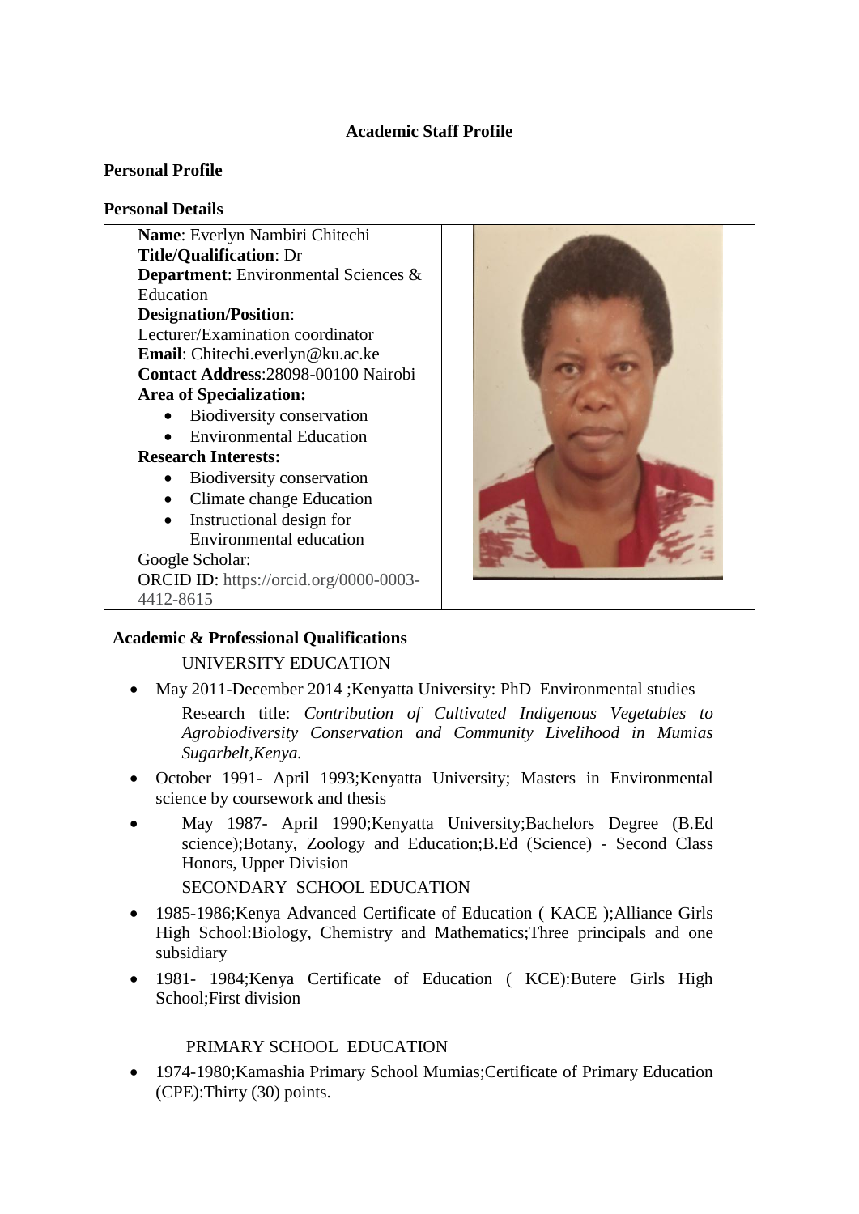# Academic Staff Profile

## Personal Profile

### Personal Details

**Name**: Everlyn Nambiri Chitechi
**Title/Qualification**: Dr
**Department**: Environmental Sciences & Education
**Designation/Position**: Lecturer/Examination coordinator
**Email**: Chitechi.everlyn@ku.ac.ke
**Contact Address**:28098-00100 Nairobi
**Area of Specialization:**

- Biodiversity conservation
- Environmental Education

**Research Interests:**

- Biodiversity conservation
- Climate change Education
- Instructional design for Environmental education

Google Scholar:
ORCID ID: https://orcid.org/0000-0003-4412-8615

### Academic & Professional Qualifications

UNIVERSITY EDUCATION

- May 2011-December 2014 ;Kenyatta University: PhD Environmental studies
  Research title: *Contribution of Cultivated Indigenous Vegetables to Agrobiodiversity Conservation and Community Livelihood in Mumias Sugarbelt,Kenya.*
- October 1991- April 1993;Kenyatta University; Masters in Environmental science by coursework and thesis
- May 1987- April 1990;Kenyatta University;Bachelors Degree (B.Ed science);Botany, Zoology and Education;B.Ed (Science) - Second Class Honors, Upper Division

SECONDARY SCHOOL EDUCATION

- 1985-1986;Kenya Advanced Certificate of Education ( KACE );Alliance Girls High School:Biology, Chemistry and Mathematics;Three principals and one subsidiary
- 1981- 1984;Kenya Certificate of Education ( KCE):Butere Girls High School;First division

PRIMARY SCHOOL EDUCATION

- 1974-1980;Kamashia Primary School Mumias;Certificate of Primary Education (CPE):Thirty (30) points.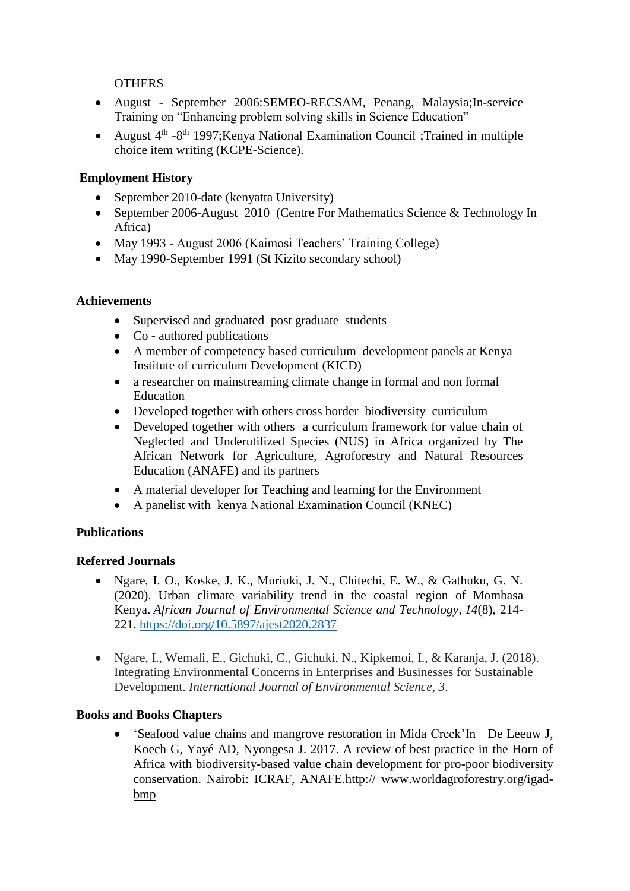OTHERS

- August - September 2006:SEMEO-RECSAM, Penang, Malaysia;In-service Training on "Enhancing problem solving skills in Science Education"
- August 4th -8th 1997;Kenya National Examination Council ;Trained in multiple choice item writing (KCPE-Science).

**Employment History**

- September 2010-date (kenyatta University)
- September 2006-August 2010 (Centre For Mathematics Science & Technology In Africa)
- May 1993 - August 2006 (Kaimosi Teachers' Training College)
- May 1990-September 1991 (St Kizito secondary school)

**Achievements**

- Supervised and graduated post graduate students
- Co - authored publications
- A member of competency based curriculum development panels at Kenya Institute of curriculum Development (KICD)
- a researcher on mainstreaming climate change in formal and non formal Education
- Developed together with others cross border biodiversity curriculum
- Developed together with others a curriculum framework for value chain of Neglected and Underutilized Species (NUS) in Africa organized by The African Network for Agriculture, Agroforestry and Natural Resources Education (ANAFE) and its partners
- A material developer for Teaching and learning for the Environment
- A panelist with kenya National Examination Council (KNEC)

**Publications**

**Referred Journals**

- Ngare, I. O., Koske, J. K., Muriuki, J. N., Chitechi, E. W., & Gathuku, G. N. (2020). Urban climate variability trend in the coastal region of Mombasa Kenya. *African Journal of Environmental Science and Technology*, *14*(8), 214-221. https://doi.org/10.5897/ajest2020.2837

- Ngare, I., Wemali, E., Gichuki, C., Gichuki, N., Kipkemoi, I., & Karanja, J. (2018). Integrating Environmental Concerns in Enterprises and Businesses for Sustainable Development. *International Journal of Environmental Science*, *3*.

**Books and Books Chapters**

- 'Seafood value chains and mangrove restoration in Mida Creek'In De Leeuw J, Koech G, Yayé AD, Nyongesa J. 2017. A review of best practice in the Horn of Africa with biodiversity-based value chain development for pro-poor biodiversity conservation. Nairobi: ICRAF, ANAFE.http:// www.worldagroforestry.org/igad-bmp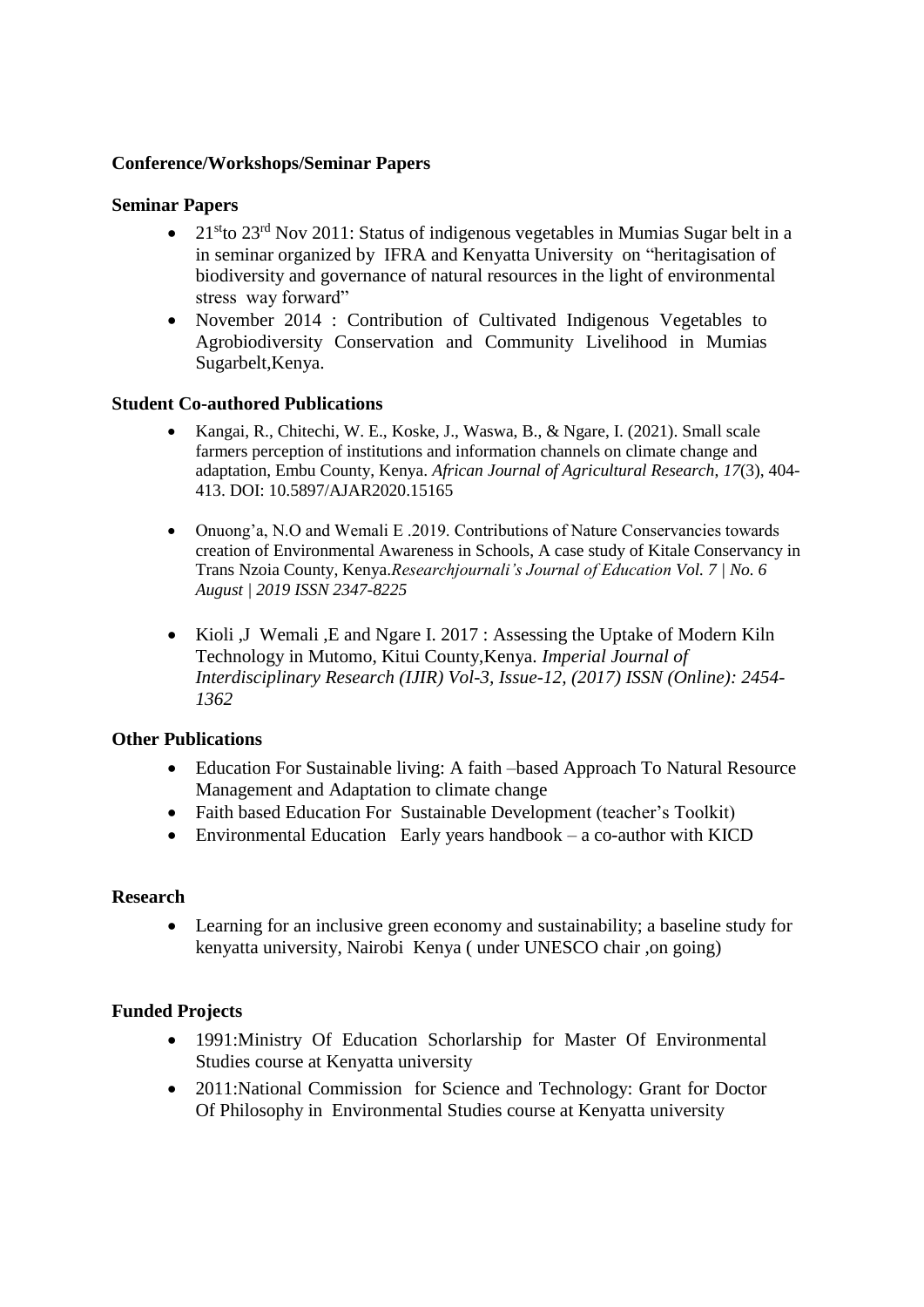**Conference/Workshops/Seminar Papers**

**Seminar Papers**

- 21stto 23rd Nov 2011: Status of indigenous vegetables in Mumias Sugar belt in a in seminar organized by IFRA and Kenyatta University on "heritagisation of biodiversity and governance of natural resources in the light of environmental stress way forward"
- November 2014 : Contribution of Cultivated Indigenous Vegetables to Agrobiodiversity Conservation and Community Livelihood in Mumias Sugarbelt,Kenya.

**Student Co-authored Publications**

- Kangai, R., Chitechi, W. E., Koske, J., Waswa, B., & Ngare, I. (2021). Small scale farmers perception of institutions and information channels on climate change and adaptation, Embu County, Kenya. *African Journal of Agricultural Research, 17*(3), 404-413. DOI: 10.5897/AJAR2020.15165
- Onuong'a, N.O and Wemali E .2019. Contributions of Nature Conservancies towards creation of Environmental Awareness in Schools, A case study of Kitale Conservancy in Trans Nzoia County, Kenya.*Researchjournali's Journal of Education Vol. 7 | No. 6 August | 2019 ISSN 2347-8225*
- Kioli ,J Wemali ,E and Ngare I. 2017 : Assessing the Uptake of Modern Kiln Technology in Mutomo, Kitui County,Kenya. *Imperial Journal of Interdisciplinary Research (IJIR) Vol-3, Issue-12, (2017) ISSN (Online): 2454-1362*

**Other Publications**

- Education For Sustainable living: A faith –based Approach To Natural Resource Management and Adaptation to climate change
- Faith based Education For Sustainable Development (teacher's Toolkit)
- Environmental Education Early years handbook – a co-author with KICD

**Research**

- Learning for an inclusive green economy and sustainability; a baseline study for kenyatta university, Nairobi Kenya ( under UNESCO chair ,on going)

**Funded Projects**

- 1991:Ministry Of Education Schorlarship for Master Of Environmental Studies course at Kenyatta university
- 2011:National Commission for Science and Technology: Grant for Doctor Of Philosophy in Environmental Studies course at Kenyatta university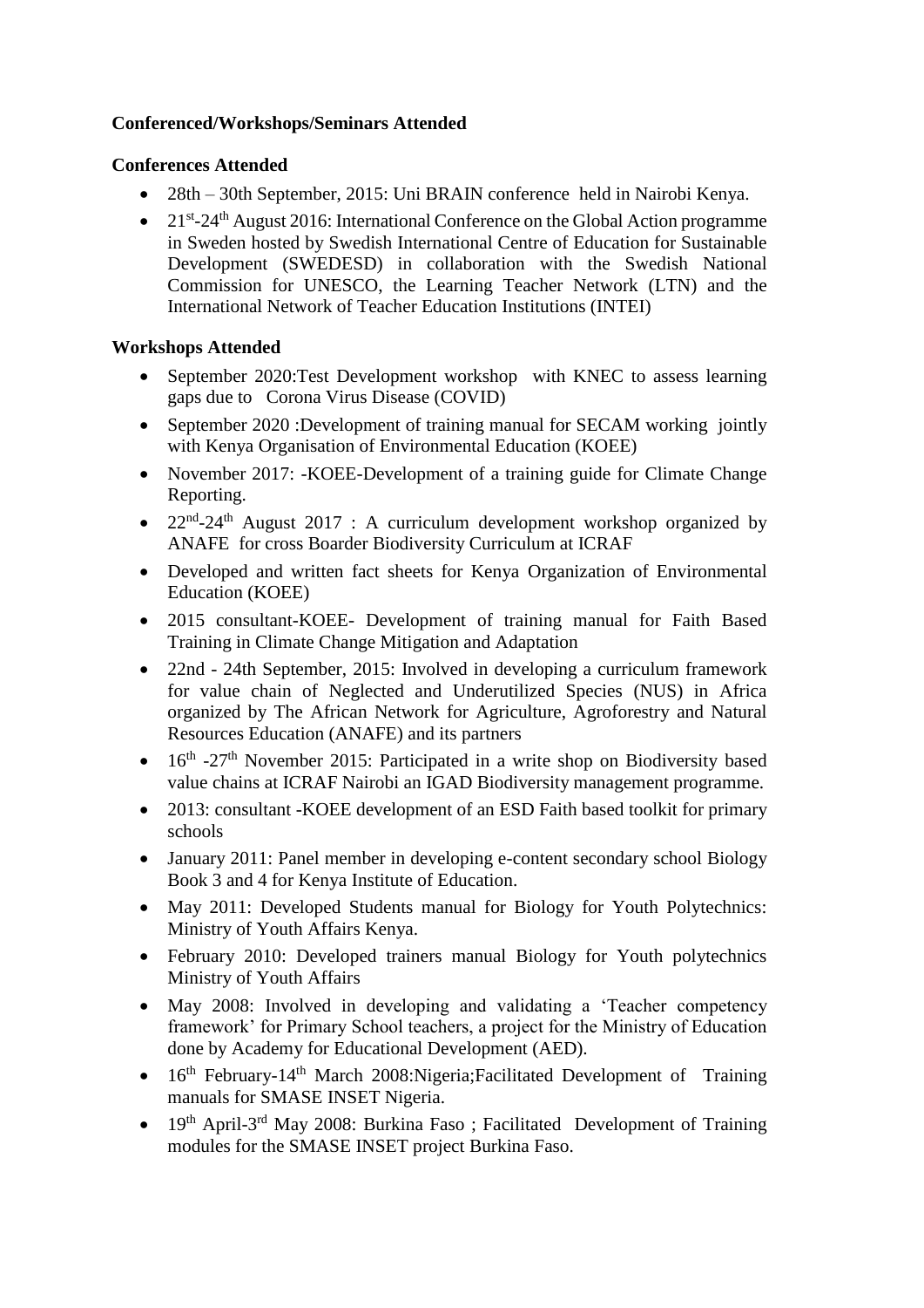**Conferenced/Workshops/Seminars Attended**

**Conferences Attended**

- 28th – 30th September, 2015: Uni BRAIN conference held in Nairobi Kenya.
- 21st-24th August 2016: International Conference on the Global Action programme in Sweden hosted by Swedish International Centre of Education for Sustainable Development (SWEDESD) in collaboration with the Swedish National Commission for UNESCO, the Learning Teacher Network (LTN) and the International Network of Teacher Education Institutions (INTEI)

**Workshops Attended**

- September 2020:Test Development workshop with KNEC to assess learning gaps due to Corona Virus Disease (COVID)
- September 2020 :Development of training manual for SECAM working jointly with Kenya Organisation of Environmental Education (KOEE)
- November 2017: -KOEE-Development of a training guide for Climate Change Reporting.
- 22nd-24th August 2017 : A curriculum development workshop organized by ANAFE for cross Boarder Biodiversity Curriculum at ICRAF
- Developed and written fact sheets for Kenya Organization of Environmental Education (KOEE)
- 2015 consultant-KOEE- Development of training manual for Faith Based Training in Climate Change Mitigation and Adaptation
- 22nd - 24th September, 2015: Involved in developing a curriculum framework for value chain of Neglected and Underutilized Species (NUS) in Africa organized by The African Network for Agriculture, Agroforestry and Natural Resources Education (ANAFE) and its partners
- 16th -27th November 2015: Participated in a write shop on Biodiversity based value chains at ICRAF Nairobi an IGAD Biodiversity management programme.
- 2013: consultant -KOEE development of an ESD Faith based toolkit for primary schools
- January 2011: Panel member in developing e-content secondary school Biology Book 3 and 4 for Kenya Institute of Education.
- May 2011: Developed Students manual for Biology for Youth Polytechnics: Ministry of Youth Affairs Kenya.
- February 2010: Developed trainers manual Biology for Youth polytechnics Ministry of Youth Affairs
- May 2008: Involved in developing and validating a 'Teacher competency framework' for Primary School teachers, a project for the Ministry of Education done by Academy for Educational Development (AED).
- 16th February-14th March 2008:Nigeria;Facilitated Development of Training manuals for SMASE INSET Nigeria.
- 19th April-3rd May 2008: Burkina Faso ; Facilitated Development of Training modules for the SMASE INSET project Burkina Faso.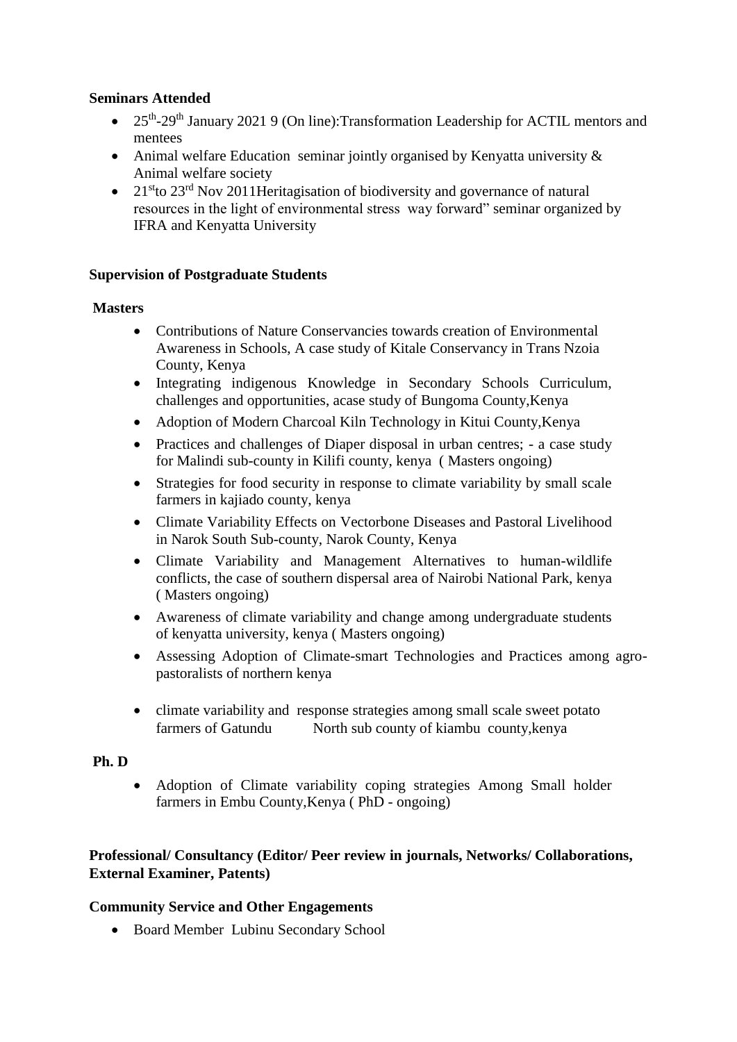**Seminars Attended**

- 25th-29th January 2021 9 (On line):Transformation Leadership for ACTIL mentors and mentees
- Animal welfare Education seminar jointly organised by Kenyatta university & Animal welfare society
- 21stto 23rd Nov 2011Heritagisation of biodiversity and governance of natural resources in the light of environmental stress way forward" seminar organized by IFRA and Kenyatta University

**Supervision of Postgraduate Students**

**Masters**

- Contributions of Nature Conservancies towards creation of Environmental Awareness in Schools, A case study of Kitale Conservancy in Trans Nzoia County, Kenya
- Integrating indigenous Knowledge in Secondary Schools Curriculum, challenges and opportunities, acase study of Bungoma County,Kenya
- Adoption of Modern Charcoal Kiln Technology in Kitui County,Kenya
- Practices and challenges of Diaper disposal in urban centres; - a case study for Malindi sub-county in Kilifi county, kenya ( Masters ongoing)
- Strategies for food security in response to climate variability by small scale farmers in kajiado county, kenya
- Climate Variability Effects on Vectorbone Diseases and Pastoral Livelihood in Narok South Sub-county, Narok County, Kenya
- Climate Variability and Management Alternatives to human-wildlife conflicts, the case of southern dispersal area of Nairobi National Park, kenya ( Masters ongoing)
- Awareness of climate variability and change among undergraduate students of kenyatta university, kenya ( Masters ongoing)
- Assessing Adoption of Climate-smart Technologies and Practices among agro-pastoralists of northern kenya
- climate variability and response strategies among small scale sweet potato farmers of Gatundu North sub county of kiambu county,kenya

**Ph. D**

- Adoption of Climate variability coping strategies Among Small holder farmers in Embu County,Kenya ( PhD - ongoing)

**Professional/ Consultancy (Editor/ Peer review in journals, Networks/ Collaborations, External Examiner, Patents)**

**Community Service and Other Engagements**

- Board Member Lubinu Secondary School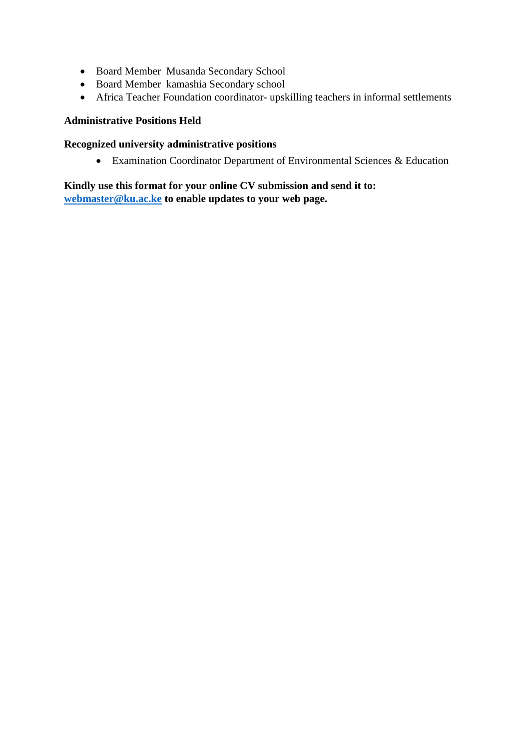- Board Member  Musanda Secondary School
- Board Member  kamashia Secondary school
- Africa Teacher Foundation coordinator- upskilling teachers in informal settlements

**Administrative Positions Held**

**Recognized university administrative positions**

- Examination Coordinator Department of Environmental Sciences & Education

**Kindly use this format for your online CV submission and send it to: [webmaster@ku.ac.ke](mailto:webmaster@ku.ac.ke) to enable updates to your web page.**